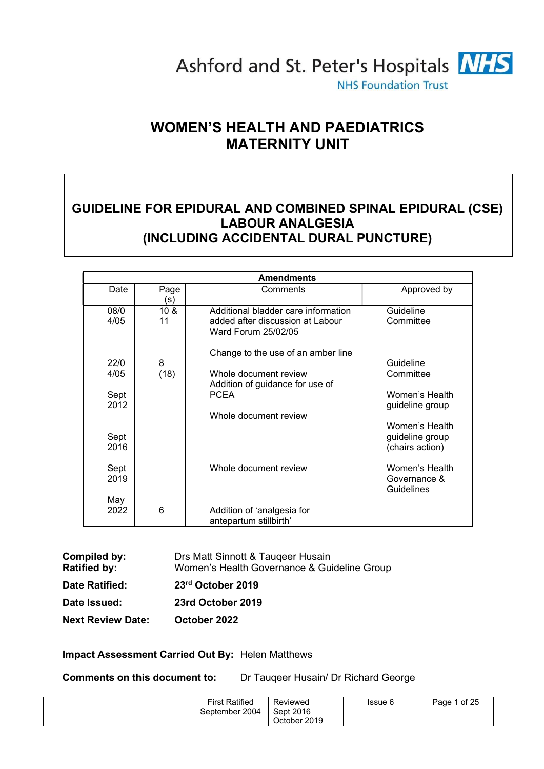Ashford and St. Peter's Hospitals NHS
NHS Foundation Trust

# WOMEN'S HEALTH AND PAEDIATRICS
# MATERNITY UNIT

## GUIDELINE FOR EPIDURAL AND COMBINED SPINAL EPIDURAL (CSE) LABOUR ANALGESIA (INCLUDING ACCIDENTAL DURAL PUNCTURE)

| Amendments | | | |
|---|---|---|---|
| **Date** | **Page (s)** | **Comments** | **Approved by** |
| 08/04/05 | 10 & 11 | Additional bladder care information added after discussion at Labour Ward Forum 25/02/05 | Guideline Committee |
| 22/04/05 | 8 (18) | Change to the use of an amber line | Guideline Committee |
| Sept 2012 | | Whole document review<br>Addition of guidance for use of PCEA | Women's Health guideline group |
| Sept 2016 | | Whole document review | Women's Health guideline group (chairs action) |
| Sept 2019 | | Whole document review | Women's Health Governance & Guidelines |
| May 2022 | 6 | Addition of 'analgesia for antepartum stillbirth' | |

**Compiled by:** Drs Matt Sinnott & Tauqeer Husain
**Ratified by:** Women's Health Governance & Guideline Group

**Date Ratified:** **23rd October 2019**

**Date Issued:** **23rd October 2019**

**Next Review Date:** **October 2022**

**Impact Assessment Carried Out By:** Helen Matthews

**Comments on this document to:** Dr Tauqeer Husain/ Dr Richard George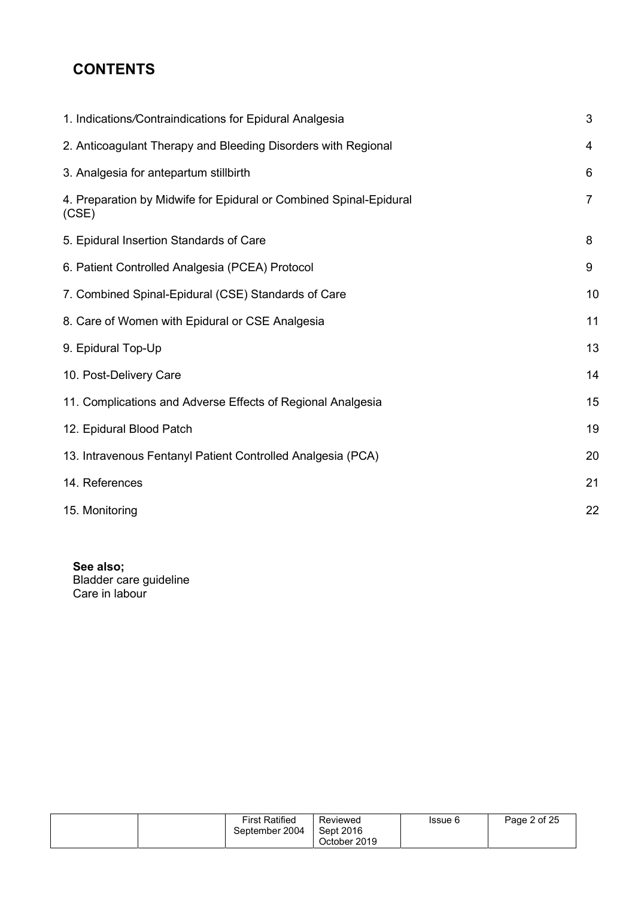## CONTENTS

| | |
|---|---|
| 1. Indications/Contraindications for Epidural Analgesia | 3 |
| 2. Anticoagulant Therapy and Bleeding Disorders with Regional | 4 |
| 3. Analgesia for antepartum stillbirth | 6 |
| 4. Preparation by Midwife for Epidural or Combined Spinal-Epidural (CSE) | 7 |
| 5. Epidural Insertion Standards of Care | 8 |
| 6. Patient Controlled Analgesia (PCEA) Protocol | 9 |
| 7. Combined Spinal-Epidural (CSE) Standards of Care | 10 |
| 8. Care of Women with Epidural or CSE Analgesia | 11 |
| 9. Epidural Top-Up | 13 |
| 10. Post-Delivery Care | 14 |
| 11. Complications and Adverse Effects of Regional Analgesia | 15 |
| 12. Epidural Blood Patch | 19 |
| 13. Intravenous Fentanyl Patient Controlled Analgesia (PCA) | 20 |
| 14. References | 21 |
| 15. Monitoring | 22 |

**See also;**
Bladder care guideline
Care in labour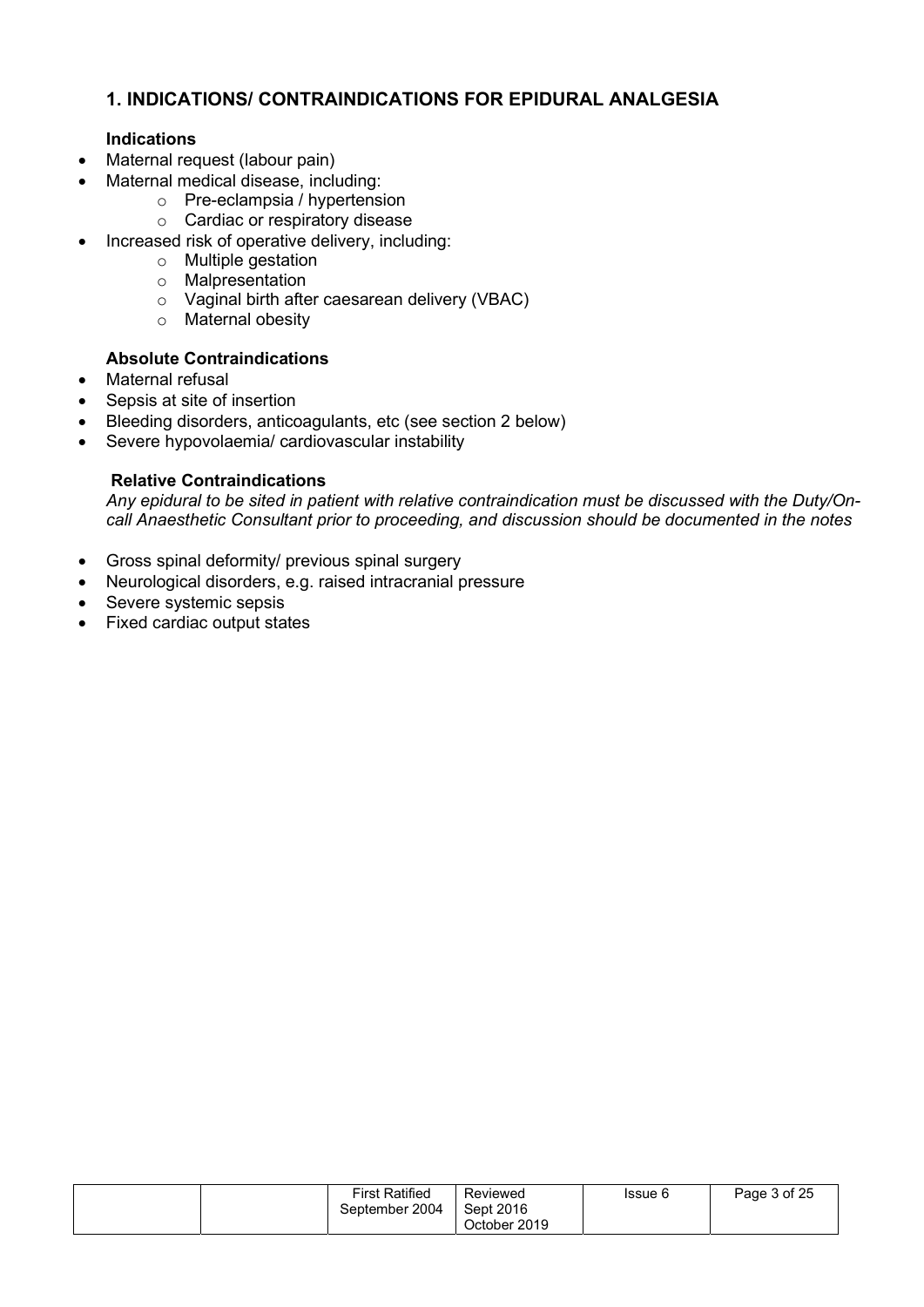## 1. INDICATIONS/ CONTRAINDICATIONS FOR EPIDURAL ANALGESIA

### Indications

- Maternal request (labour pain)
- Maternal medical disease, including:
  - Pre-eclampsia / hypertension
  - Cardiac or respiratory disease
- Increased risk of operative delivery, including:
  - Multiple gestation
  - Malpresentation
  - Vaginal birth after caesarean delivery (VBAC)
  - Maternal obesity

### Absolute Contraindications

- Maternal refusal
- Sepsis at site of insertion
- Bleeding disorders, anticoagulants, etc (see section 2 below)
- Severe hypovolaemia/ cardiovascular instability

### Relative Contraindications

*Any epidural to be sited in patient with relative contraindication must be discussed with the Duty/On-call Anaesthetic Consultant prior to proceeding, and discussion should be documented in the notes*

- Gross spinal deformity/ previous spinal surgery
- Neurological disorders, e.g. raised intracranial pressure
- Severe systemic sepsis
- Fixed cardiac output states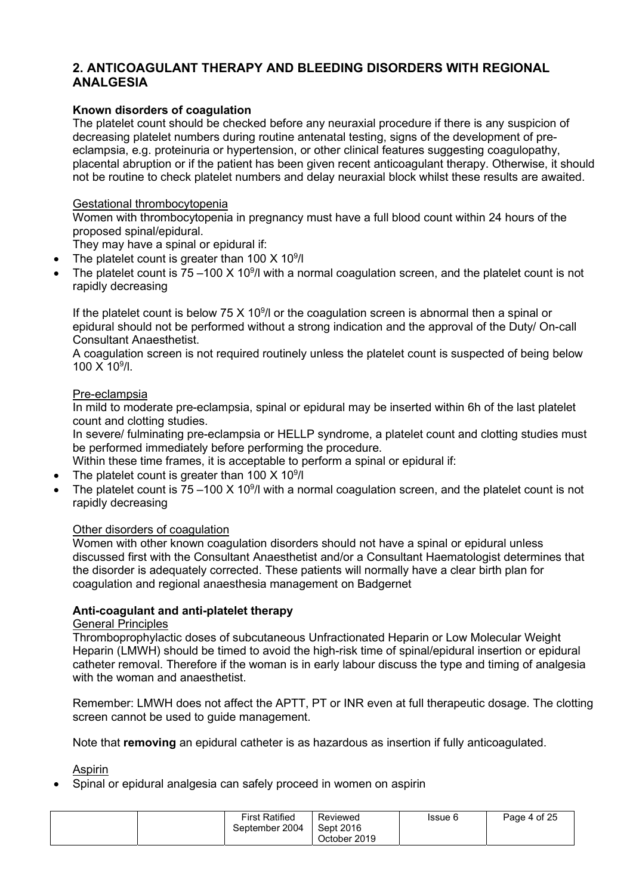## 2. ANTICOAGULANT THERAPY AND BLEEDING DISORDERS WITH REGIONAL ANALGESIA

### Known disorders of coagulation

The platelet count should be checked before any neuraxial procedure if there is any suspicion of decreasing platelet numbers during routine antenatal testing, signs of the development of pre-eclampsia, e.g. proteinuria or hypertension, or other clinical features suggesting coagulopathy, placental abruption or if the patient has been given recent anticoagulant therapy. Otherwise, it should not be routine to check platelet numbers and delay neuraxial block whilst these results are awaited.

<u>Gestational thrombocytopenia</u>

Women with thrombocytopenia in pregnancy must have a full blood count within 24 hours of the proposed spinal/epidural.

They may have a spinal or epidural if:

- The platelet count is greater than 100 X $10^9$/l
- The platelet count is 75 –100 X $10^9$/l with a normal coagulation screen, and the platelet count is not rapidly decreasing

If the platelet count is below 75 X $10^9$/l or the coagulation screen is abnormal then a spinal or epidural should not be performed without a strong indication and the approval of the Duty/ On-call Consultant Anaesthetist.

A coagulation screen is not required routinely unless the platelet count is suspected of being below 100 X $10^9$/l.

<u>Pre-eclampsia</u>

In mild to moderate pre-eclampsia, spinal or epidural may be inserted within 6h of the last platelet count and clotting studies.

In severe/ fulminating pre-eclampsia or HELLP syndrome, a platelet count and clotting studies must be performed immediately before performing the procedure.

Within these time frames, it is acceptable to perform a spinal or epidural if:

- The platelet count is greater than 100 X $10^9$/l
- The platelet count is 75 –100 X $10^9$/l with a normal coagulation screen, and the platelet count is not rapidly decreasing

<u>Other disorders of coagulation</u>

Women with other known coagulation disorders should not have a spinal or epidural unless discussed first with the Consultant Anaesthetist and/or a Consultant Haematologist determines that the disorder is adequately corrected. These patients will normally have a clear birth plan for coagulation and regional anaesthesia management on Badgernet

### Anti-coagulant and anti-platelet therapy

<u>General Principles</u>

Thromboprophylactic doses of subcutaneous Unfractionated Heparin or Low Molecular Weight Heparin (LMWH) should be timed to avoid the high-risk time of spinal/epidural insertion or epidural catheter removal. Therefore if the woman is in early labour discuss the type and timing of analgesia with the woman and anaesthetist.

Remember: LMWH does not affect the APTT, PT or INR even at full therapeutic dosage. The clotting screen cannot be used to guide management.

Note that **removing** an epidural catheter is as hazardous as insertion if fully anticoagulated.

<u>Aspirin</u>

- Spinal or epidural analgesia can safely proceed in women on aspirin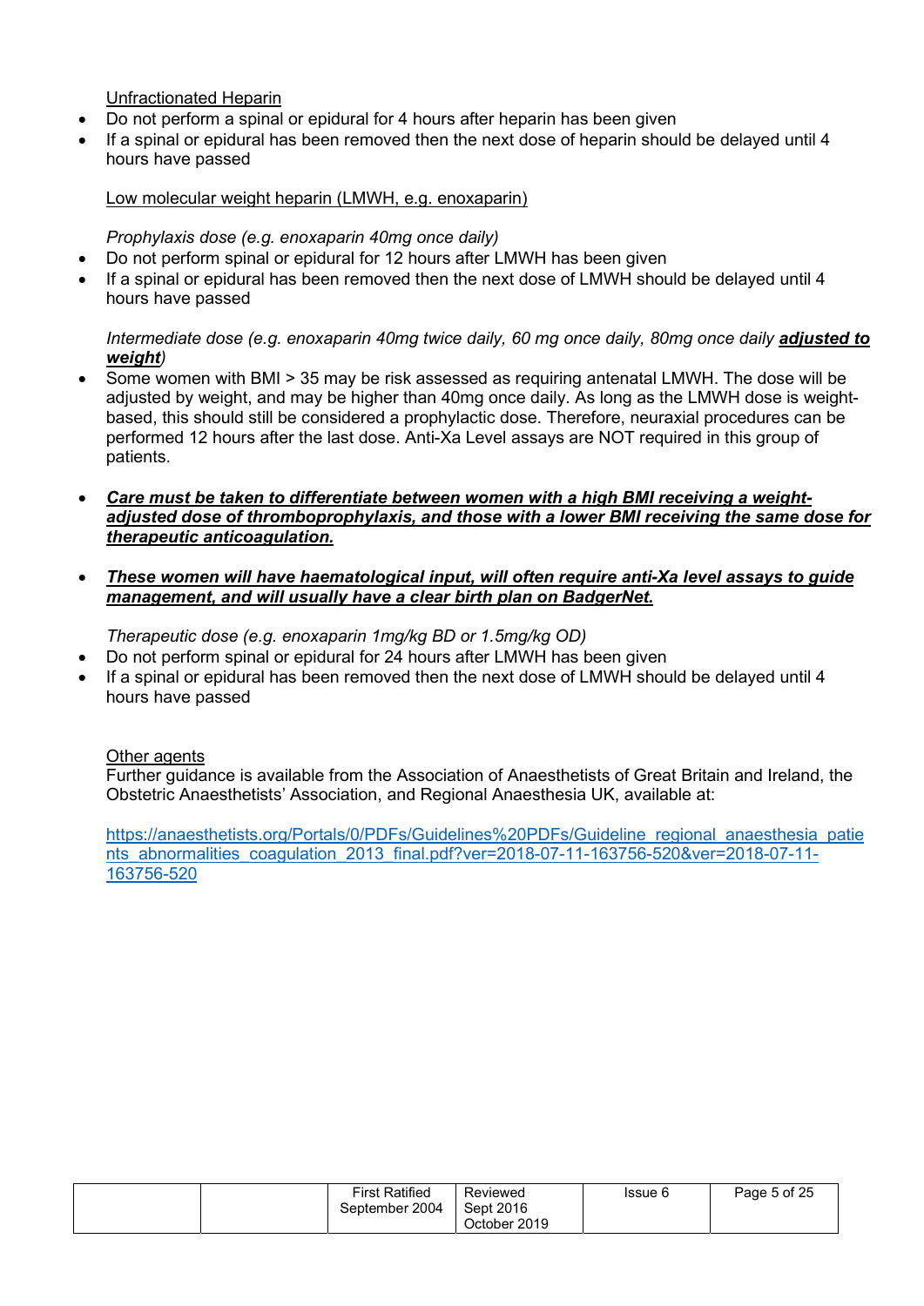Unfractionated Heparin

- Do not perform a spinal or epidural for 4 hours after heparin has been given
- If a spinal or epidural has been removed then the next dose of heparin should be delayed until 4 hours have passed

Low molecular weight heparin (LMWH, e.g. enoxaparin)

*Prophylaxis dose (e.g. enoxaparin 40mg once daily)*

- Do not perform spinal or epidural for 12 hours after LMWH has been given
- If a spinal or epidural has been removed then the next dose of LMWH should be delayed until 4 hours have passed

*Intermediate dose (e.g. enoxaparin 40mg twice daily, 60 mg once daily, 80mg once daily **adjusted to weight**)*

- Some women with BMI > 35 may be risk assessed as requiring antenatal LMWH. The dose will be adjusted by weight, and may be higher than 40mg once daily. As long as the LMWH dose is weight-based, this should still be considered a prophylactic dose. Therefore, neuraxial procedures can be performed 12 hours after the last dose. Anti-Xa Level assays are NOT required in this group of patients.

- ***Care must be taken to differentiate between women with a high BMI receiving a weight-adjusted dose of thromboprophylaxis, and those with a lower BMI receiving the same dose for therapeutic anticoagulation.***

- ***These women will have haematological input, will often require anti-Xa level assays to guide management, and will usually have a clear birth plan on BadgerNet.***

*Therapeutic dose (e.g. enoxaparin 1mg/kg BD or 1.5mg/kg OD)*

- Do not perform spinal or epidural for 24 hours after LMWH has been given
- If a spinal or epidural has been removed then the next dose of LMWH should be delayed until 4 hours have passed

Other agents

Further guidance is available from the Association of Anaesthetists of Great Britain and Ireland, the Obstetric Anaesthetists' Association, and Regional Anaesthesia UK, available at:

https://anaesthetists.org/Portals/0/PDFs/Guidelines%20PDFs/Guideline_regional_anaesthesia_patients_abnormalities_coagulation_2013_final.pdf?ver=2018-07-11-163756-520&ver=2018-07-11-163756-520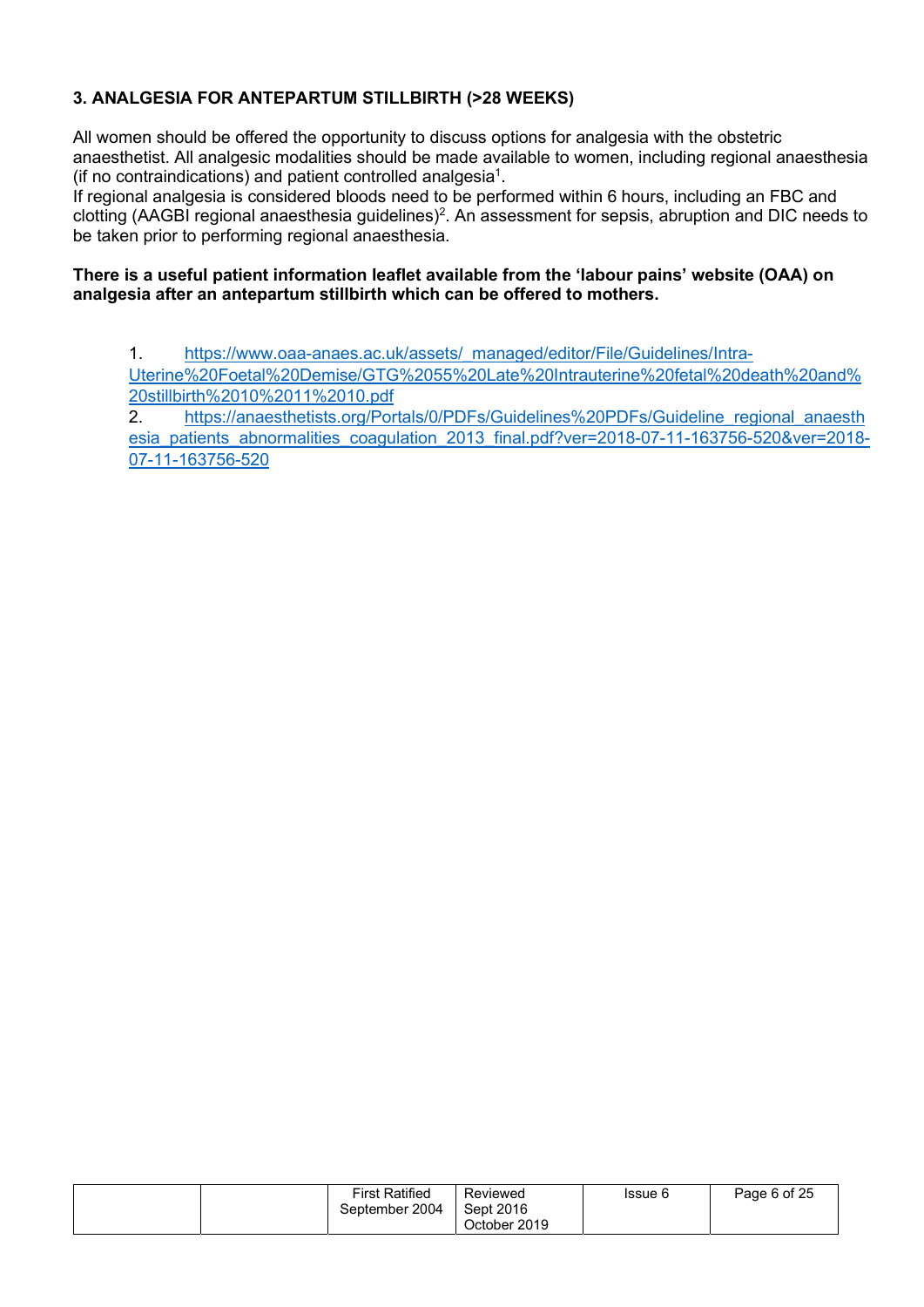## 3. ANALGESIA FOR ANTEPARTUM STILLBIRTH (>28 WEEKS)

All women should be offered the opportunity to discuss options for analgesia with the obstetric anaesthetist. All analgesic modalities should be made available to women, including regional anaesthesia (if no contraindications) and patient controlled analgesia[1].

If regional analgesia is considered bloods need to be performed within 6 hours, including an FBC and clotting (AAGBI regional anaesthesia guidelines)[2]. An assessment for sepsis, abruption and DIC needs to be taken prior to performing regional anaesthesia.

**There is a useful patient information leaflet available from the 'labour pains' website (OAA) on analgesia after an antepartum stillbirth which can be offered to mothers.**

1. https://www.oaa-anaes.ac.uk/assets/_managed/editor/File/Guidelines/Intra-Uterine%20Foetal%20Demise/GTG%2055%20Late%20Intrauterine%20fetal%20death%20and%20stillbirth%2010%2011%2010.pdf
2. https://anaesthetists.org/Portals/0/PDFs/Guidelines%20PDFs/Guideline_regional_anaesthesia_patients_abnormalities_coagulation_2013_final.pdf?ver=2018-07-11-163756-520&ver=2018-07-11-163756-520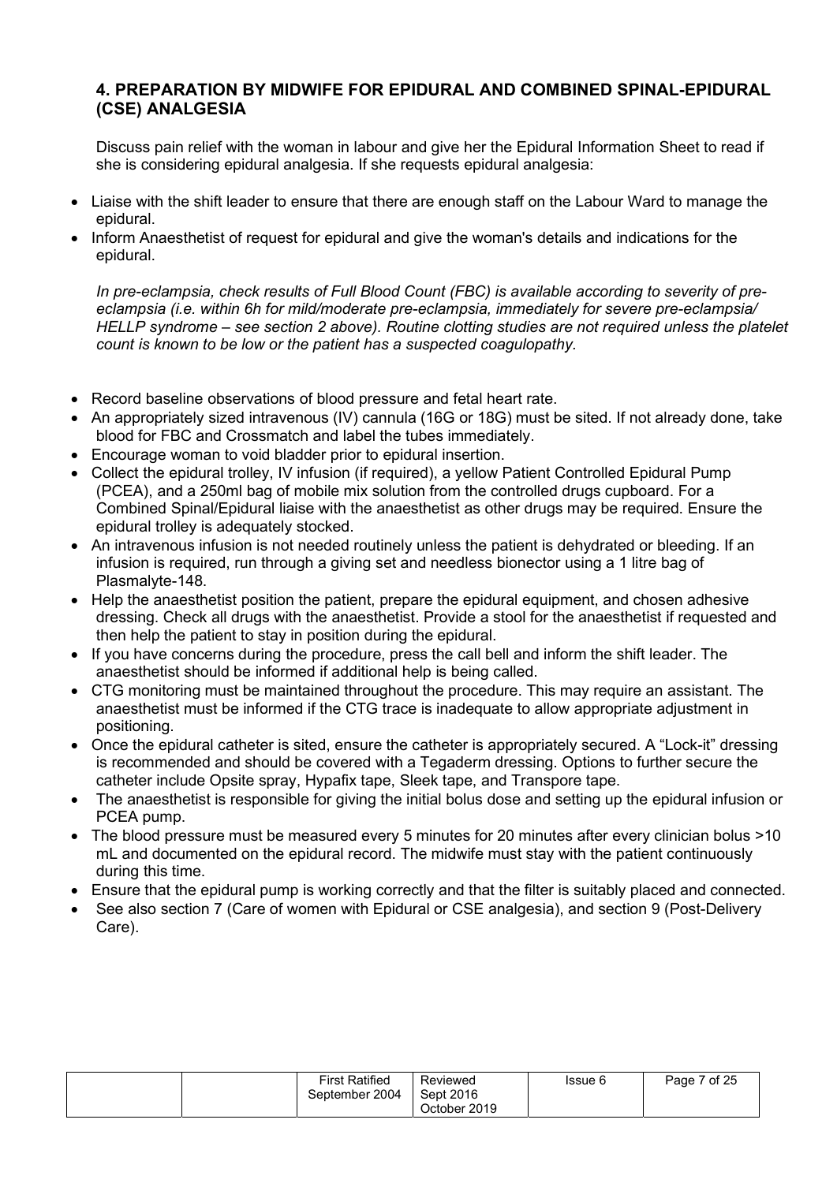## 4. PREPARATION BY MIDWIFE FOR EPIDURAL AND COMBINED SPINAL-EPIDURAL (CSE) ANALGESIA

Discuss pain relief with the woman in labour and give her the Epidural Information Sheet to read if she is considering epidural analgesia. If she requests epidural analgesia:

- Liaise with the shift leader to ensure that there are enough staff on the Labour Ward to manage the epidural.
- Inform Anaesthetist of request for epidural and give the woman's details and indications for the epidural.

*In pre-eclampsia, check results of Full Blood Count (FBC) is available according to severity of pre-eclampsia (i.e. within 6h for mild/moderate pre-eclampsia, immediately for severe pre-eclampsia/ HELLP syndrome – see section 2 above). Routine clotting studies are not required unless the platelet count is known to be low or the patient has a suspected coagulopathy.*

- Record baseline observations of blood pressure and fetal heart rate.
- An appropriately sized intravenous (IV) cannula (16G or 18G) must be sited. If not already done, take blood for FBC and Crossmatch and label the tubes immediately.
- Encourage woman to void bladder prior to epidural insertion.
- Collect the epidural trolley, IV infusion (if required), a yellow Patient Controlled Epidural Pump (PCEA), and a 250ml bag of mobile mix solution from the controlled drugs cupboard. For a Combined Spinal/Epidural liaise with the anaesthetist as other drugs may be required. Ensure the epidural trolley is adequately stocked.
- An intravenous infusion is not needed routinely unless the patient is dehydrated or bleeding. If an infusion is required, run through a giving set and needless bionector using a 1 litre bag of Plasmalyte-148.
- Help the anaesthetist position the patient, prepare the epidural equipment, and chosen adhesive dressing. Check all drugs with the anaesthetist. Provide a stool for the anaesthetist if requested and then help the patient to stay in position during the epidural.
- If you have concerns during the procedure, press the call bell and inform the shift leader. The anaesthetist should be informed if additional help is being called.
- CTG monitoring must be maintained throughout the procedure. This may require an assistant. The anaesthetist must be informed if the CTG trace is inadequate to allow appropriate adjustment in positioning.
- Once the epidural catheter is sited, ensure the catheter is appropriately secured. A "Lock-it" dressing is recommended and should be covered with a Tegaderm dressing. Options to further secure the catheter include Opsite spray, Hypafix tape, Sleek tape, and Transpore tape.
- The anaesthetist is responsible for giving the initial bolus dose and setting up the epidural infusion or PCEA pump.
- The blood pressure must be measured every 5 minutes for 20 minutes after every clinician bolus >10 mL and documented on the epidural record. The midwife must stay with the patient continuously during this time.
- Ensure that the epidural pump is working correctly and that the filter is suitably placed and connected.
- See also section 7 (Care of women with Epidural or CSE analgesia), and section 9 (Post-Delivery Care).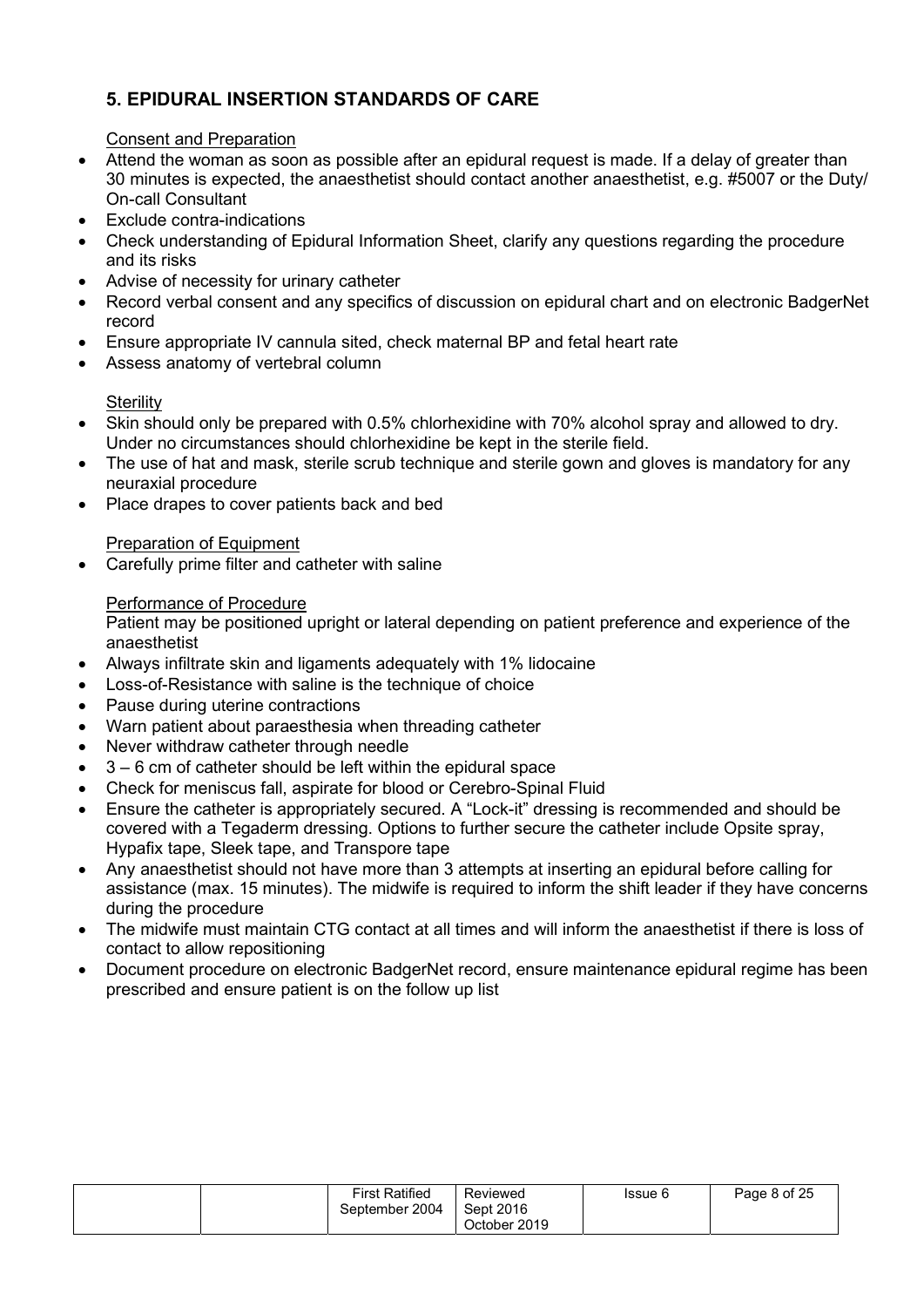## 5. EPIDURAL INSERTION STANDARDS OF CARE

Consent and Preparation

- Attend the woman as soon as possible after an epidural request is made. If a delay of greater than 30 minutes is expected, the anaesthetist should contact another anaesthetist, e.g. #5007 or the Duty/ On-call Consultant
- Exclude contra-indications
- Check understanding of Epidural Information Sheet, clarify any questions regarding the procedure and its risks
- Advise of necessity for urinary catheter
- Record verbal consent and any specifics of discussion on epidural chart and on electronic BadgerNet record
- Ensure appropriate IV cannula sited, check maternal BP and fetal heart rate
- Assess anatomy of vertebral column

Sterility

- Skin should only be prepared with 0.5% chlorhexidine with 70% alcohol spray and allowed to dry. Under no circumstances should chlorhexidine be kept in the sterile field.
- The use of hat and mask, sterile scrub technique and sterile gown and gloves is mandatory for any neuraxial procedure
- Place drapes to cover patients back and bed

Preparation of Equipment

- Carefully prime filter and catheter with saline

Performance of Procedure

Patient may be positioned upright or lateral depending on patient preference and experience of the anaesthetist

- Always infiltrate skin and ligaments adequately with 1% lidocaine
- Loss-of-Resistance with saline is the technique of choice
- Pause during uterine contractions
- Warn patient about paraesthesia when threading catheter
- Never withdraw catheter through needle
- 3 – 6 cm of catheter should be left within the epidural space
- Check for meniscus fall, aspirate for blood or Cerebro-Spinal Fluid
- Ensure the catheter is appropriately secured. A "Lock-it" dressing is recommended and should be covered with a Tegaderm dressing. Options to further secure the catheter include Opsite spray, Hypafix tape, Sleek tape, and Transpore tape
- Any anaesthetist should not have more than 3 attempts at inserting an epidural before calling for assistance (max. 15 minutes). The midwife is required to inform the shift leader if they have concerns during the procedure
- The midwife must maintain CTG contact at all times and will inform the anaesthetist if there is loss of contact to allow repositioning
- Document procedure on electronic BadgerNet record, ensure maintenance epidural regime has been prescribed and ensure patient is on the follow up list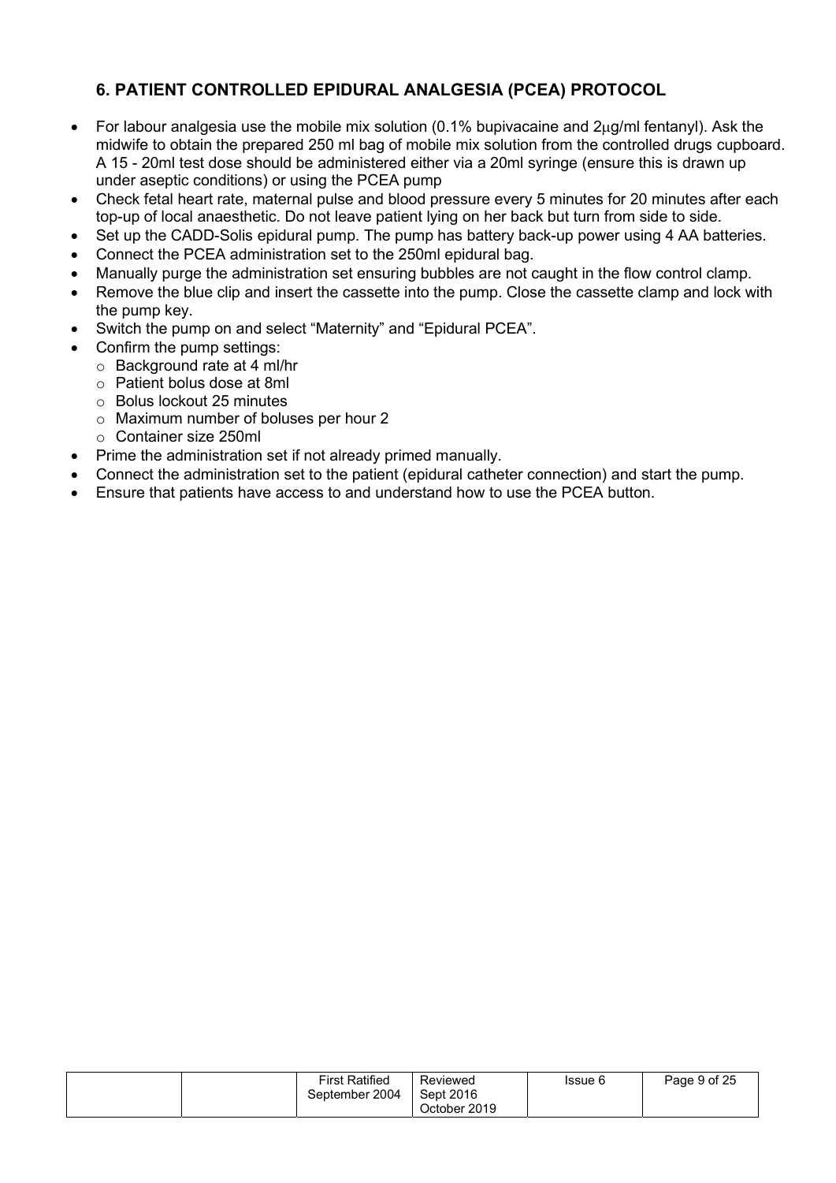## 6. PATIENT CONTROLLED EPIDURAL ANALGESIA (PCEA) PROTOCOL

- For labour analgesia use the mobile mix solution (0.1% bupivacaine and 2μg/ml fentanyl). Ask the midwife to obtain the prepared 250 ml bag of mobile mix solution from the controlled drugs cupboard. A 15 - 20ml test dose should be administered either via a 20ml syringe (ensure this is drawn up under aseptic conditions) or using the PCEA pump
- Check fetal heart rate, maternal pulse and blood pressure every 5 minutes for 20 minutes after each top-up of local anaesthetic. Do not leave patient lying on her back but turn from side to side.
- Set up the CADD-Solis epidural pump. The pump has battery back-up power using 4 AA batteries.
- Connect the PCEA administration set to the 250ml epidural bag.
- Manually purge the administration set ensuring bubbles are not caught in the flow control clamp.
- Remove the blue clip and insert the cassette into the pump. Close the cassette clamp and lock with the pump key.
- Switch the pump on and select "Maternity" and "Epidural PCEA".
- Confirm the pump settings:
  - Background rate at 4 ml/hr
  - Patient bolus dose at 8ml
  - Bolus lockout 25 minutes
  - Maximum number of boluses per hour 2
  - Container size 250ml
- Prime the administration set if not already primed manually.
- Connect the administration set to the patient (epidural catheter connection) and start the pump.
- Ensure that patients have access to and understand how to use the PCEA button.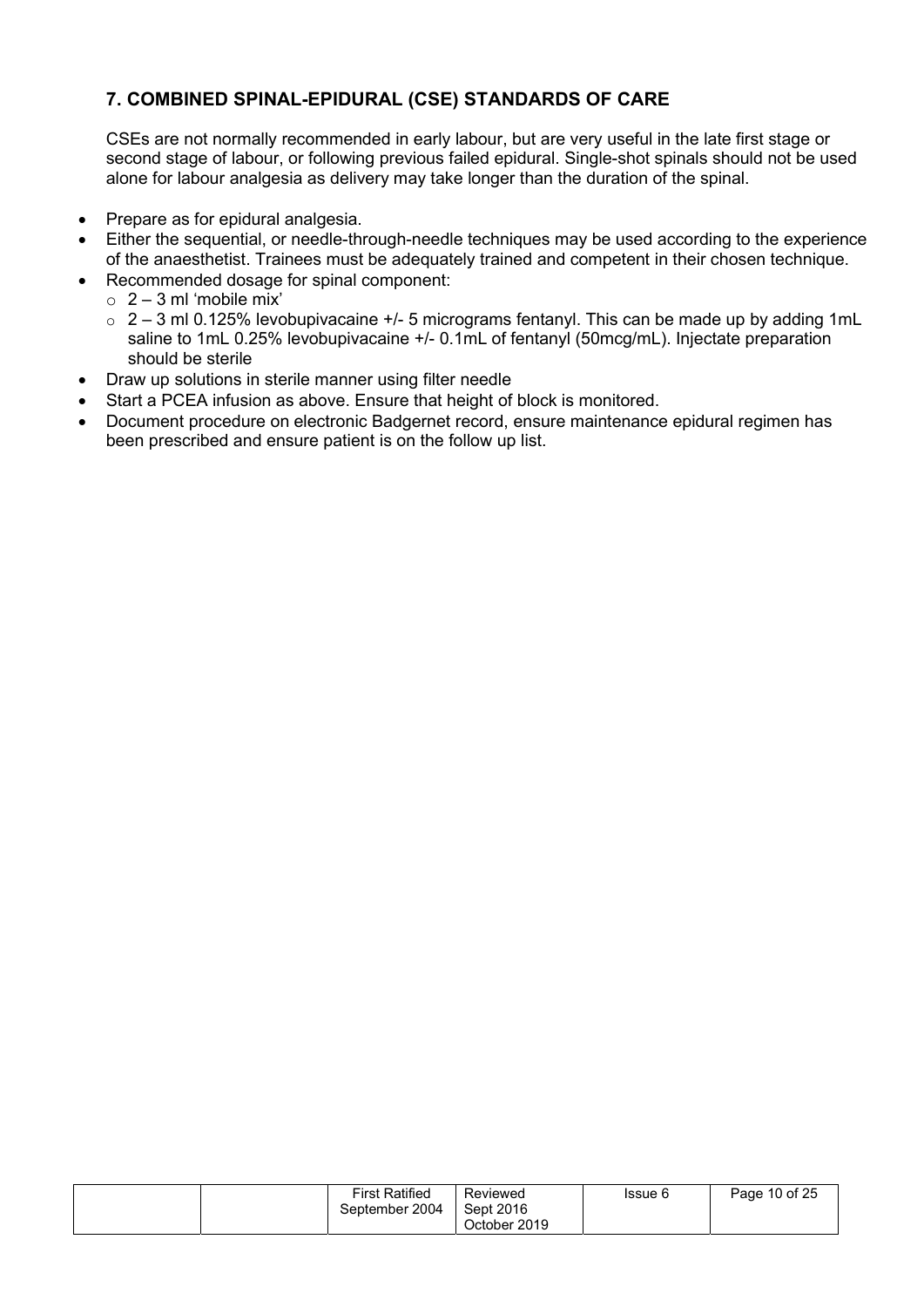## 7. COMBINED SPINAL-EPIDURAL (CSE) STANDARDS OF CARE

CSEs are not normally recommended in early labour, but are very useful in the late first stage or second stage of labour, or following previous failed epidural. Single-shot spinals should not be used alone for labour analgesia as delivery may take longer than the duration of the spinal.

- Prepare as for epidural analgesia.
- Either the sequential, or needle-through-needle techniques may be used according to the experience of the anaesthetist. Trainees must be adequately trained and competent in their chosen technique.
- Recommended dosage for spinal component:
  - 2 – 3 ml 'mobile mix'
  - 2 – 3 ml 0.125% levobupivacaine +/- 5 micrograms fentanyl. This can be made up by adding 1mL saline to 1mL 0.25% levobupivacaine +/- 0.1mL of fentanyl (50mcg/mL). Injectate preparation should be sterile
- Draw up solutions in sterile manner using filter needle
- Start a PCEA infusion as above. Ensure that height of block is monitored.
- Document procedure on electronic Badgernet record, ensure maintenance epidural regimen has been prescribed and ensure patient is on the follow up list.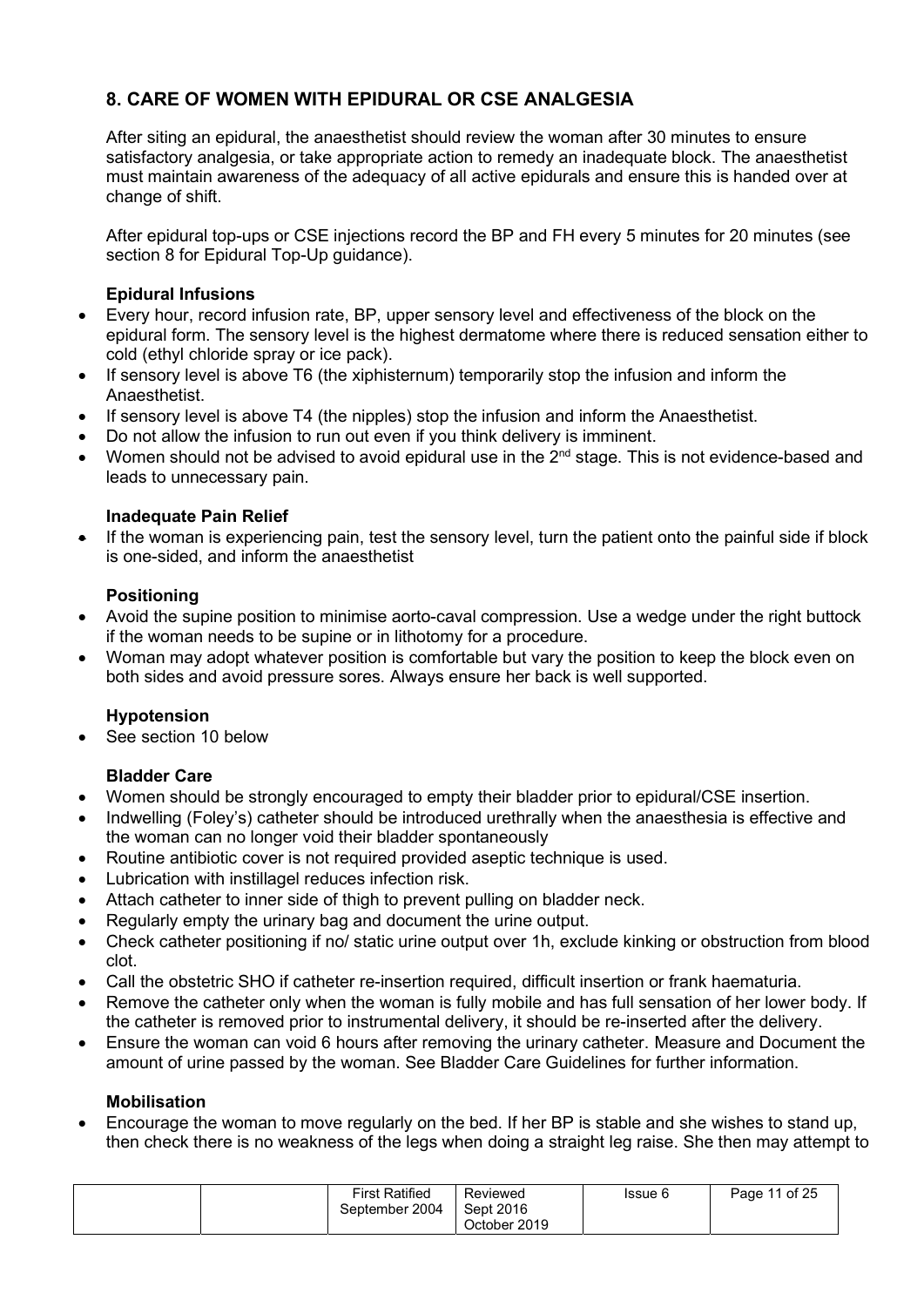## 8. CARE OF WOMEN WITH EPIDURAL OR CSE ANALGESIA

After siting an epidural, the anaesthetist should review the woman after 30 minutes to ensure satisfactory analgesia, or take appropriate action to remedy an inadequate block. The anaesthetist must maintain awareness of the adequacy of all active epidurals and ensure this is handed over at change of shift.

After epidural top-ups or CSE injections record the BP and FH every 5 minutes for 20 minutes (see section 8 for Epidural Top-Up guidance).

**Epidural Infusions**

- Every hour, record infusion rate, BP, upper sensory level and effectiveness of the block on the epidural form. The sensory level is the highest dermatome where there is reduced sensation either to cold (ethyl chloride spray or ice pack).
- If sensory level is above T6 (the xiphisternum) temporarily stop the infusion and inform the Anaesthetist.
- If sensory level is above T4 (the nipples) stop the infusion and inform the Anaesthetist.
- Do not allow the infusion to run out even if you think delivery is imminent.
- Women should not be advised to avoid epidural use in the 2nd stage. This is not evidence-based and leads to unnecessary pain.

**Inadequate Pain Relief**

- If the woman is experiencing pain, test the sensory level, turn the patient onto the painful side if block is one-sided, and inform the anaesthetist

**Positioning**

- Avoid the supine position to minimise aorto-caval compression. Use a wedge under the right buttock if the woman needs to be supine or in lithotomy for a procedure.
- Woman may adopt whatever position is comfortable but vary the position to keep the block even on both sides and avoid pressure sores. Always ensure her back is well supported.

**Hypotension**

- See section 10 below

**Bladder Care**

- Women should be strongly encouraged to empty their bladder prior to epidural/CSE insertion.
- Indwelling (Foley's) catheter should be introduced urethrally when the anaesthesia is effective and the woman can no longer void their bladder spontaneously
- Routine antibiotic cover is not required provided aseptic technique is used.
- Lubrication with instillagel reduces infection risk.
- Attach catheter to inner side of thigh to prevent pulling on bladder neck.
- Regularly empty the urinary bag and document the urine output.
- Check catheter positioning if no/ static urine output over 1h, exclude kinking or obstruction from blood clot.
- Call the obstetric SHO if catheter re-insertion required, difficult insertion or frank haematuria.
- Remove the catheter only when the woman is fully mobile and has full sensation of her lower body. If the catheter is removed prior to instrumental delivery, it should be re-inserted after the delivery.
- Ensure the woman can void 6 hours after removing the urinary catheter. Measure and Document the amount of urine passed by the woman. See Bladder Care Guidelines for further information.

**Mobilisation**

- Encourage the woman to move regularly on the bed. If her BP is stable and she wishes to stand up, then check there is no weakness of the legs when doing a straight leg raise. She then may attempt to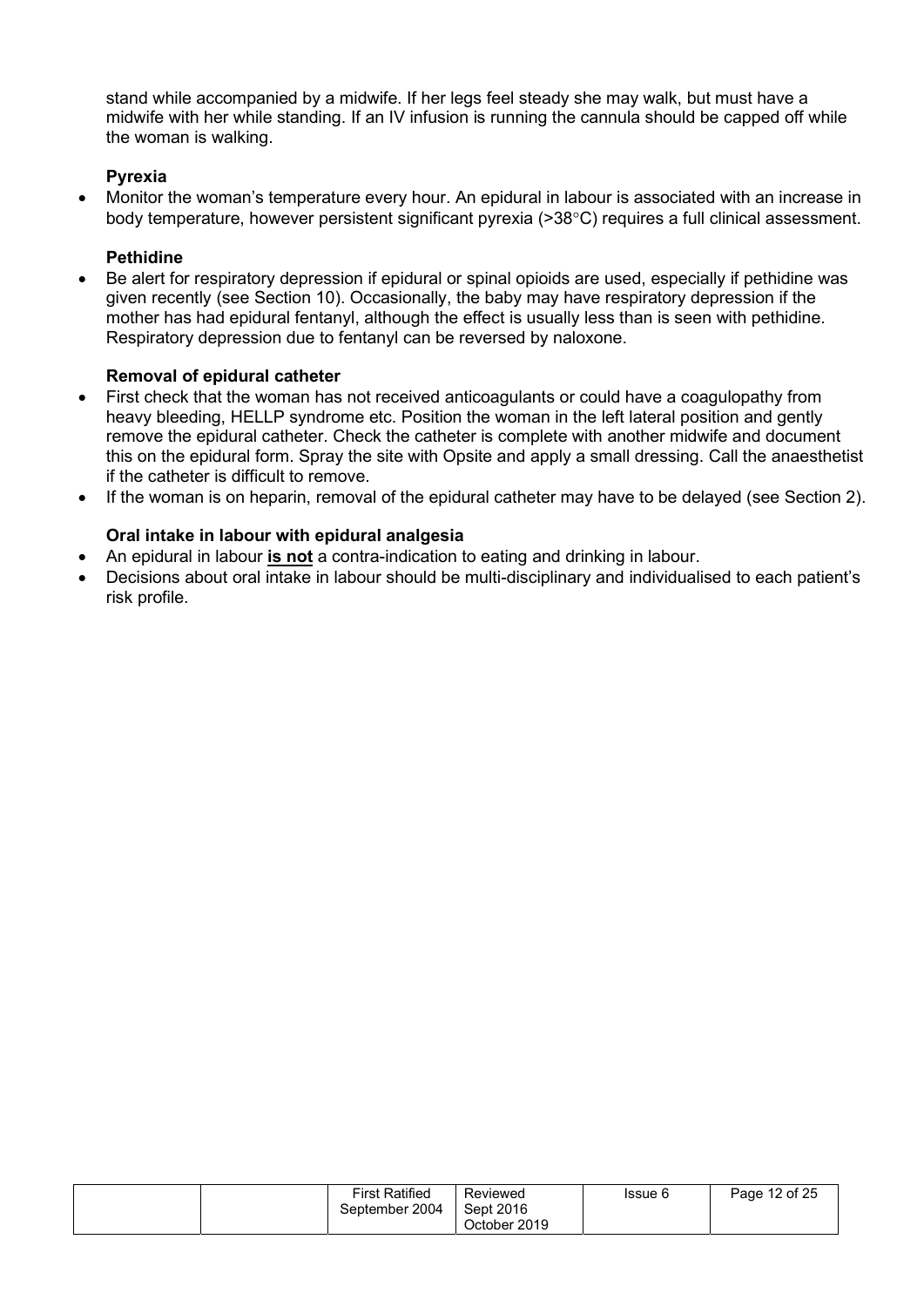stand while accompanied by a midwife. If her legs feel steady she may walk, but must have a midwife with her while standing. If an IV infusion is running the cannula should be capped off while the woman is walking.

**Pyrexia**

- Monitor the woman's temperature every hour. An epidural in labour is associated with an increase in body temperature, however persistent significant pyrexia (>38°C) requires a full clinical assessment.

**Pethidine**

- Be alert for respiratory depression if epidural or spinal opioids are used, especially if pethidine was given recently (see Section 10). Occasionally, the baby may have respiratory depression if the mother has had epidural fentanyl, although the effect is usually less than is seen with pethidine. Respiratory depression due to fentanyl can be reversed by naloxone.

**Removal of epidural catheter**

- First check that the woman has not received anticoagulants or could have a coagulopathy from heavy bleeding, HELLP syndrome etc. Position the woman in the left lateral position and gently remove the epidural catheter. Check the catheter is complete with another midwife and document this on the epidural form. Spray the site with Opsite and apply a small dressing. Call the anaesthetist if the catheter is difficult to remove.
- If the woman is on heparin, removal of the epidural catheter may have to be delayed (see Section 2).

**Oral intake in labour with epidural analgesia**

- An epidural in labour **is not** a contra-indication to eating and drinking in labour.
- Decisions about oral intake in labour should be multi-disciplinary and individualised to each patient's risk profile.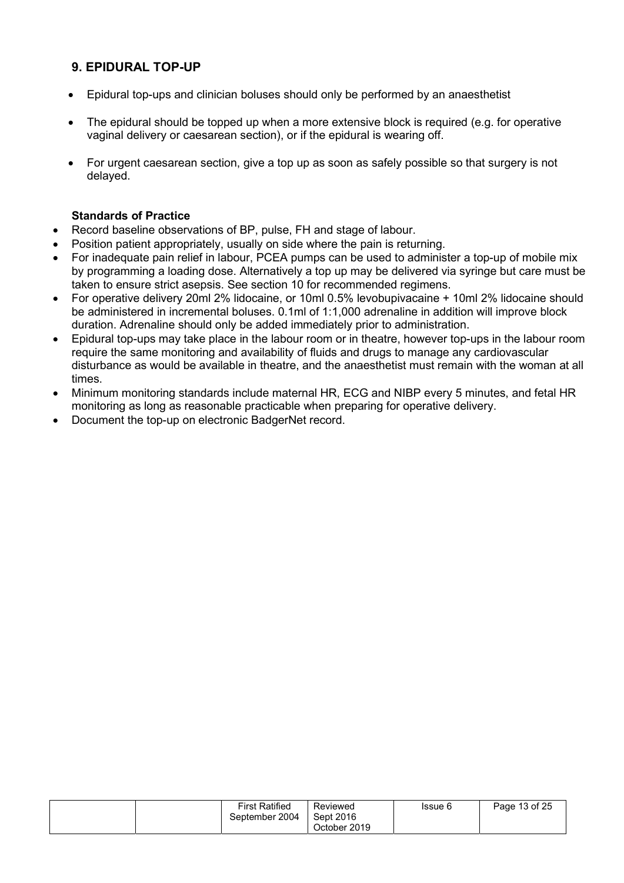## 9. EPIDURAL TOP-UP

- Epidural top-ups and clinician boluses should only be performed by an anaesthetist
- The epidural should be topped up when a more extensive block is required (e.g. for operative vaginal delivery or caesarean section), or if the epidural is wearing off.
- For urgent caesarean section, give a top up as soon as safely possible so that surgery is not delayed.

**Standards of Practice**

- Record baseline observations of BP, pulse, FH and stage of labour.
- Position patient appropriately, usually on side where the pain is returning.
- For inadequate pain relief in labour, PCEA pumps can be used to administer a top-up of mobile mix by programming a loading dose. Alternatively a top up may be delivered via syringe but care must be taken to ensure strict asepsis. See section 10 for recommended regimens.
- For operative delivery 20ml 2% lidocaine, or 10ml 0.5% levobupivacaine + 10ml 2% lidocaine should be administered in incremental boluses. 0.1ml of 1:1,000 adrenaline in addition will improve block duration. Adrenaline should only be added immediately prior to administration.
- Epidural top-ups may take place in the labour room or in theatre, however top-ups in the labour room require the same monitoring and availability of fluids and drugs to manage any cardiovascular disturbance as would be available in theatre, and the anaesthetist must remain with the woman at all times.
- Minimum monitoring standards include maternal HR, ECG and NIBP every 5 minutes, and fetal HR monitoring as long as reasonable practicable when preparing for operative delivery.
- Document the top-up on electronic BadgerNet record.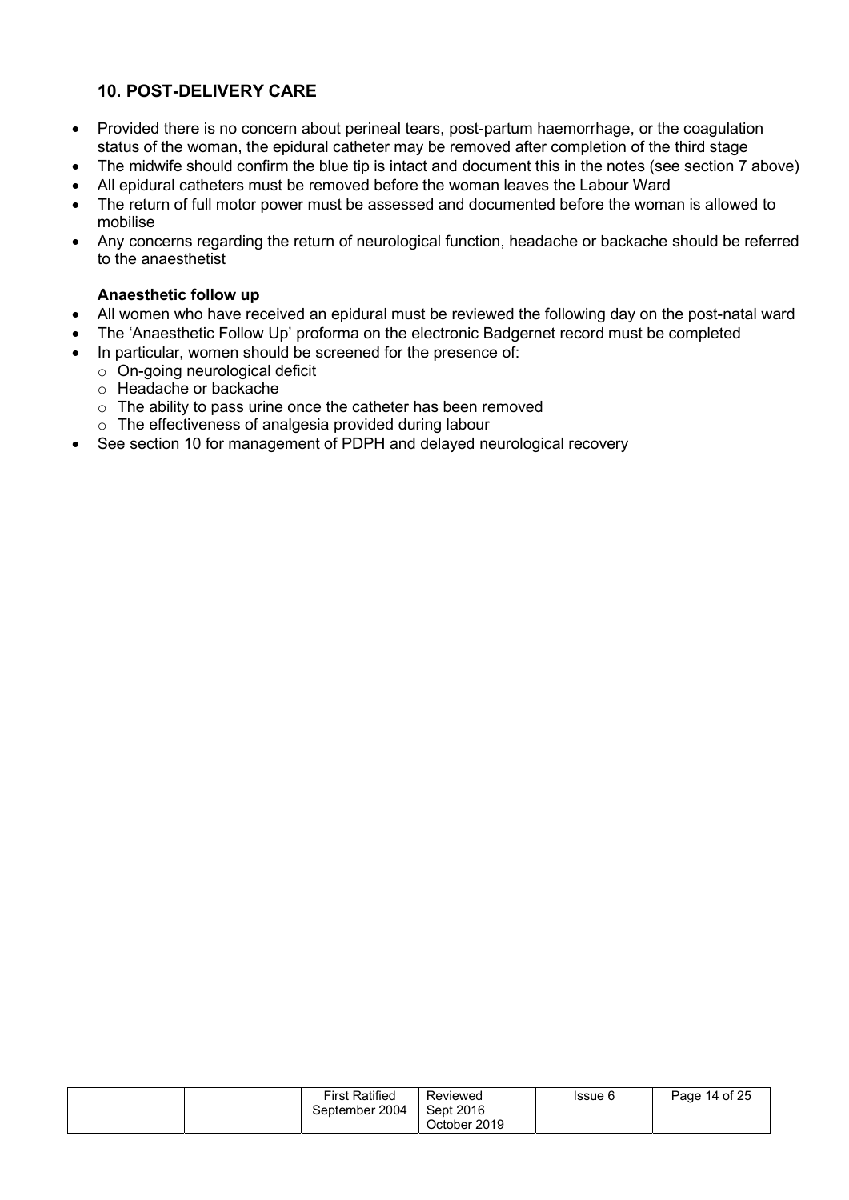## 10. POST-DELIVERY CARE

- Provided there is no concern about perineal tears, post-partum haemorrhage, or the coagulation status of the woman, the epidural catheter may be removed after completion of the third stage
- The midwife should confirm the blue tip is intact and document this in the notes (see section 7 above)
- All epidural catheters must be removed before the woman leaves the Labour Ward
- The return of full motor power must be assessed and documented before the woman is allowed to mobilise
- Any concerns regarding the return of neurological function, headache or backache should be referred to the anaesthetist

### Anaesthetic follow up

- All women who have received an epidural must be reviewed the following day on the post-natal ward
- The 'Anaesthetic Follow Up' proforma on the electronic Badgernet record must be completed
- In particular, women should be screened for the presence of:
  - On-going neurological deficit
  - Headache or backache
  - The ability to pass urine once the catheter has been removed
  - The effectiveness of analgesia provided during labour
- See section 10 for management of PDPH and delayed neurological recovery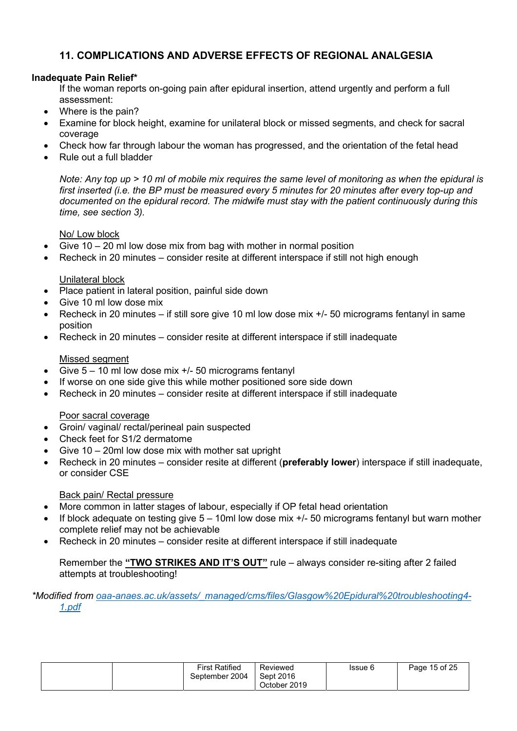## 11. COMPLICATIONS AND ADVERSE EFFECTS OF REGIONAL ANALGESIA

**Inadequate Pain Relief***

If the woman reports on-going pain after epidural insertion, attend urgently and perform a full assessment:

- Where is the pain?
- Examine for block height, examine for unilateral block or missed segments, and check for sacral coverage
- Check how far through labour the woman has progressed, and the orientation of the fetal head
- Rule out a full bladder

*Note: Any top up > 10 ml of mobile mix requires the same level of monitoring as when the epidural is first inserted (i.e. the BP must be measured every 5 minutes for 20 minutes after every top-up and documented on the epidural record. The midwife must stay with the patient continuously during this time, see section 3).*

<u>No/ Low block</u>

- Give 10 – 20 ml low dose mix from bag with mother in normal position
- Recheck in 20 minutes – consider resite at different interspace if still not high enough

<u>Unilateral block</u>

- Place patient in lateral position, painful side down
- Give 10 ml low dose mix
- Recheck in 20 minutes – if still sore give 10 ml low dose mix +/- 50 micrograms fentanyl in same position
- Recheck in 20 minutes – consider resite at different interspace if still inadequate

<u>Missed segment</u>

- Give 5 – 10 ml low dose mix +/- 50 micrograms fentanyl
- If worse on one side give this while mother positioned sore side down
- Recheck in 20 minutes – consider resite at different interspace if still inadequate

<u>Poor sacral coverage</u>

- Groin/ vaginal/ rectal/perineal pain suspected
- Check feet for S1/2 dermatome
- Give 10 – 20ml low dose mix with mother sat upright
- Recheck in 20 minutes – consider resite at different (**preferably lower**) interspace if still inadequate, or consider CSE

<u>Back pain/ Rectal pressure</u>

- More common in latter stages of labour, especially if OP fetal head orientation
- If block adequate on testing give 5 – 10ml low dose mix +/- 50 micrograms fentanyl but warn mother complete relief may not be achievable
- Recheck in 20 minutes – consider resite at different interspace if still inadequate

Remember the **<u>"TWO STRIKES AND IT'S OUT"</u>** rule – always consider re-siting after 2 failed attempts at troubleshooting!

*\*Modified from [oaa-anaes.ac.uk/assets/_managed/cms/files/Glasgow%20Epidural%20troubleshooting4-1.pdf](oaa-anaes.ac.uk/assets/_managed/cms/files/Glasgow%20Epidural%20troubleshooting4-1.pdf)*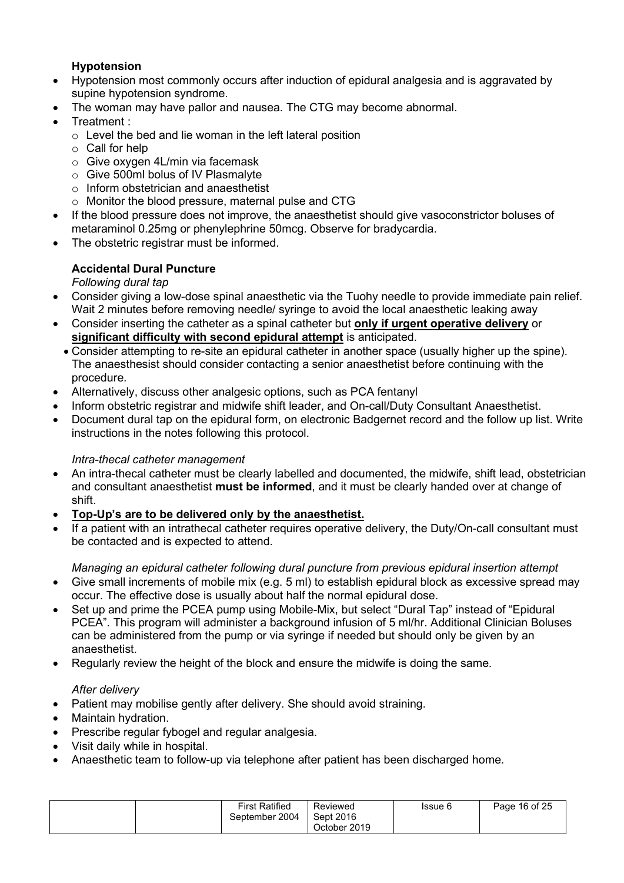### Hypotension

- Hypotension most commonly occurs after induction of epidural analgesia and is aggravated by supine hypotension syndrome.
- The woman may have pallor and nausea. The CTG may become abnormal.
- Treatment :
  - Level the bed and lie woman in the left lateral position
  - Call for help
  - Give oxygen 4L/min via facemask
  - Give 500ml bolus of IV Plasmalyte
  - Inform obstetrician and anaesthetist
  - Monitor the blood pressure, maternal pulse and CTG
- If the blood pressure does not improve, the anaesthetist should give vasoconstrictor boluses of metaraminol 0.25mg or phenylephrine 50mcg. Observe for bradycardia.
- The obstetric registrar must be informed.

### Accidental Dural Puncture

*Following dural tap*

- Consider giving a low-dose spinal anaesthetic via the Tuohy needle to provide immediate pain relief. Wait 2 minutes before removing needle/ syringe to avoid the local anaesthetic leaking away
- Consider inserting the catheter as a spinal catheter but <u>**only if urgent operative delivery**</u> or <u>**significant difficulty with second epidural attempt**</u> is anticipated.
- Consider attempting to re-site an epidural catheter in another space (usually higher up the spine). The anaesthesist should consider contacting a senior anaesthetist before continuing with the procedure.
- Alternatively, discuss other analgesic options, such as PCA fentanyl
- Inform obstetric registrar and midwife shift leader, and On-call/Duty Consultant Anaesthetist.
- Document dural tap on the epidural form, on electronic Badgernet record and the follow up list. Write instructions in the notes following this protocol.

*Intra-thecal catheter management*

- An intra-thecal catheter must be clearly labelled and documented, the midwife, shift lead, obstetrician and consultant anaesthetist **must be informed**, and it must be clearly handed over at change of shift.
- <u>**Top-Up's are to be delivered only by the anaesthetist.**</u>
- If a patient with an intrathecal catheter requires operative delivery, the Duty/On-call consultant must be contacted and is expected to attend.

*Managing an epidural catheter following dural puncture from previous epidural insertion attempt*

- Give small increments of mobile mix (e.g. 5 ml) to establish epidural block as excessive spread may occur. The effective dose is usually about half the normal epidural dose.
- Set up and prime the PCEA pump using Mobile-Mix, but select "Dural Tap" instead of "Epidural PCEA". This program will administer a background infusion of 5 ml/hr. Additional Clinician Boluses can be administered from the pump or via syringe if needed but should only be given by an anaesthetist.
- Regularly review the height of the block and ensure the midwife is doing the same.

*After delivery*

- Patient may mobilise gently after delivery. She should avoid straining.
- Maintain hydration.
- Prescribe regular fybogel and regular analgesia.
- Visit daily while in hospital.
- Anaesthetic team to follow-up via telephone after patient has been discharged home.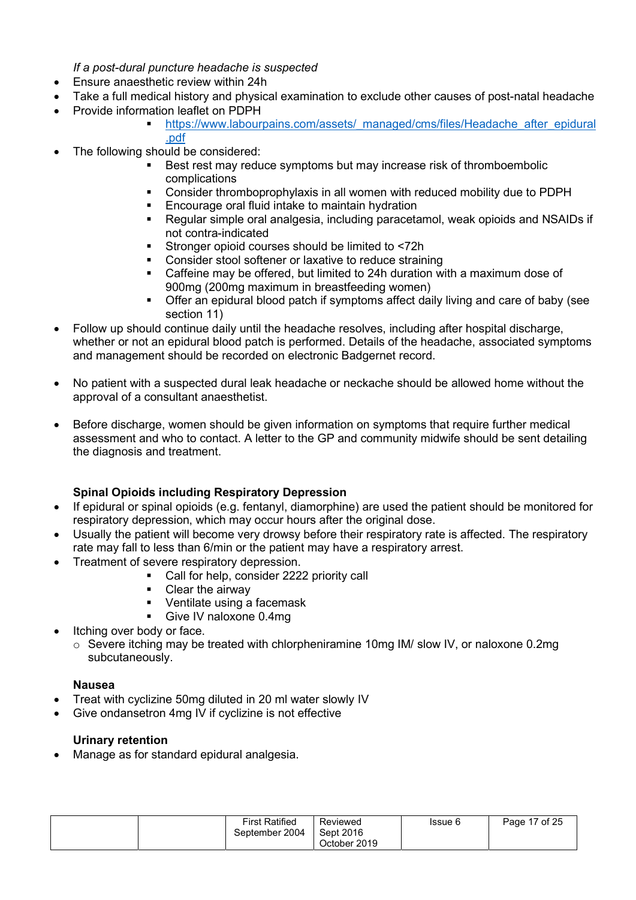*If a post-dural puncture headache is suspected*

- Ensure anaesthetic review within 24h
- Take a full medical history and physical examination to exclude other causes of post-natal headache
- Provide information leaflet on PDPH
    - https://www.labourpains.com/assets/_managed/cms/files/Headache_after_epidural.pdf
- The following should be considered:
    - Best rest may reduce symptoms but may increase risk of thromboembolic complications
    - Consider thromboprophylaxis in all women with reduced mobility due to PDPH
    - Encourage oral fluid intake to maintain hydration
    - Regular simple oral analgesia, including paracetamol, weak opioids and NSAIDs if not contra-indicated
    - Stronger opioid courses should be limited to <72h
    - Consider stool softener or laxative to reduce straining
    - Caffeine may be offered, but limited to 24h duration with a maximum dose of 900mg (200mg maximum in breastfeeding women)
    - Offer an epidural blood patch if symptoms affect daily living and care of baby (see section 11)
- Follow up should continue daily until the headache resolves, including after hospital discharge, whether or not an epidural blood patch is performed. Details of the headache, associated symptoms and management should be recorded on electronic Badgernet record.

- No patient with a suspected dural leak headache or neckache should be allowed home without the approval of a consultant anaesthetist.

- Before discharge, women should be given information on symptoms that require further medical assessment and who to contact. A letter to the GP and community midwife should be sent detailing the diagnosis and treatment.

**Spinal Opioids including Respiratory Depression**

- If epidural or spinal opioids (e.g. fentanyl, diamorphine) are used the patient should be monitored for respiratory depression, which may occur hours after the original dose.
- Usually the patient will become very drowsy before their respiratory rate is affected. The respiratory rate may fall to less than 6/min or the patient may have a respiratory arrest.
- Treatment of severe respiratory depression.
    - Call for help, consider 2222 priority call
    - Clear the airway
    - Ventilate using a facemask
    - Give IV naloxone 0.4mg
- Itching over body or face.
    - Severe itching may be treated with chlorpheniramine 10mg IM/ slow IV, or naloxone 0.2mg subcutaneously.

**Nausea**

- Treat with cyclizine 50mg diluted in 20 ml water slowly IV
- Give ondansetron 4mg IV if cyclizine is not effective

**Urinary retention**

- Manage as for standard epidural analgesia.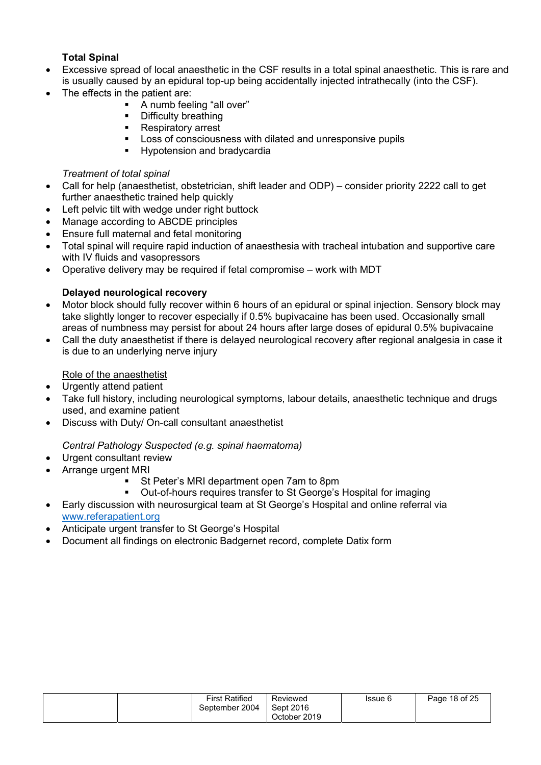**Total Spinal**

- Excessive spread of local anaesthetic in the CSF results in a total spinal anaesthetic. This is rare and is usually caused by an epidural top-up being accidentally injected intrathecally (into the CSF).
- The effects in the patient are:
  - A numb feeling "all over"
  - Difficulty breathing
  - Respiratory arrest
  - Loss of consciousness with dilated and unresponsive pupils
  - Hypotension and bradycardia

*Treatment of total spinal*

- Call for help (anaesthetist, obstetrician, shift leader and ODP) – consider priority 2222 call to get further anaesthetic trained help quickly
- Left pelvic tilt with wedge under right buttock
- Manage according to ABCDE principles
- Ensure full maternal and fetal monitoring
- Total spinal will require rapid induction of anaesthesia with tracheal intubation and supportive care with IV fluids and vasopressors
- Operative delivery may be required if fetal compromise – work with MDT

**Delayed neurological recovery**

- Motor block should fully recover within 6 hours of an epidural or spinal injection. Sensory block may take slightly longer to recover especially if 0.5% bupivacaine has been used. Occasionally small areas of numbness may persist for about 24 hours after large doses of epidural 0.5% bupivacaine
- Call the duty anaesthetist if there is delayed neurological recovery after regional analgesia in case it is due to an underlying nerve injury

<u>Role of the anaesthetist</u>

- Urgently attend patient
- Take full history, including neurological symptoms, labour details, anaesthetic technique and drugs used, and examine patient
- Discuss with Duty/ On-call consultant anaesthetist

*Central Pathology Suspected (e.g. spinal haematoma)*

- Urgent consultant review
- Arrange urgent MRI
  - St Peter's MRI department open 7am to 8pm
  - Out-of-hours requires transfer to St George's Hospital for imaging
- Early discussion with neurosurgical team at St George's Hospital and online referral via [www.referapatient.org](www.referapatient.org)
- Anticipate urgent transfer to St George's Hospital
- Document all findings on electronic Badgernet record, complete Datix form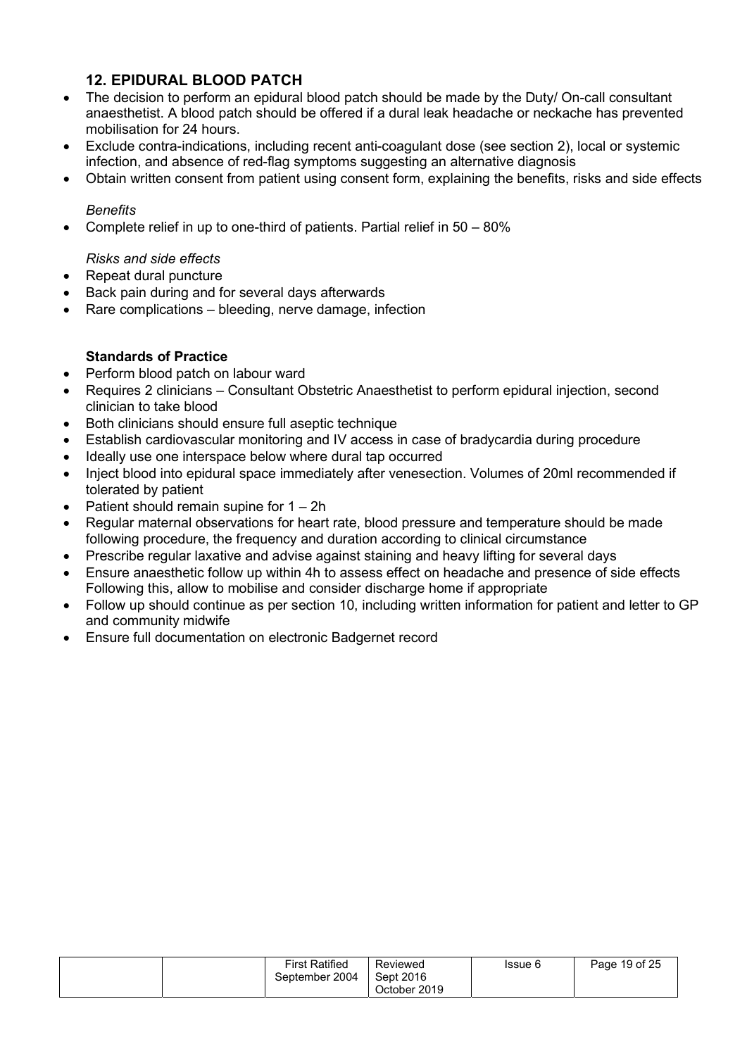## 12. EPIDURAL BLOOD PATCH

- The decision to perform an epidural blood patch should be made by the Duty/ On-call consultant anaesthetist. A blood patch should be offered if a dural leak headache or neckache has prevented mobilisation for 24 hours.
- Exclude contra-indications, including recent anti-coagulant dose (see section 2), local or systemic infection, and absence of red-flag symptoms suggesting an alternative diagnosis
- Obtain written consent from patient using consent form, explaining the benefits, risks and side effects

*Benefits*

- Complete relief in up to one-third of patients. Partial relief in 50 – 80%

*Risks and side effects*

- Repeat dural puncture
- Back pain during and for several days afterwards
- Rare complications – bleeding, nerve damage, infection

**Standards of Practice**

- Perform blood patch on labour ward
- Requires 2 clinicians – Consultant Obstetric Anaesthetist to perform epidural injection, second clinician to take blood
- Both clinicians should ensure full aseptic technique
- Establish cardiovascular monitoring and IV access in case of bradycardia during procedure
- Ideally use one interspace below where dural tap occurred
- Inject blood into epidural space immediately after venesection. Volumes of 20ml recommended if tolerated by patient
- Patient should remain supine for 1 – 2h
- Regular maternal observations for heart rate, blood pressure and temperature should be made following procedure, the frequency and duration according to clinical circumstance
- Prescribe regular laxative and advise against staining and heavy lifting for several days
- Ensure anaesthetic follow up within 4h to assess effect on headache and presence of side effects Following this, allow to mobilise and consider discharge home if appropriate
- Follow up should continue as per section 10, including written information for patient and letter to GP and community midwife
- Ensure full documentation on electronic Badgernet record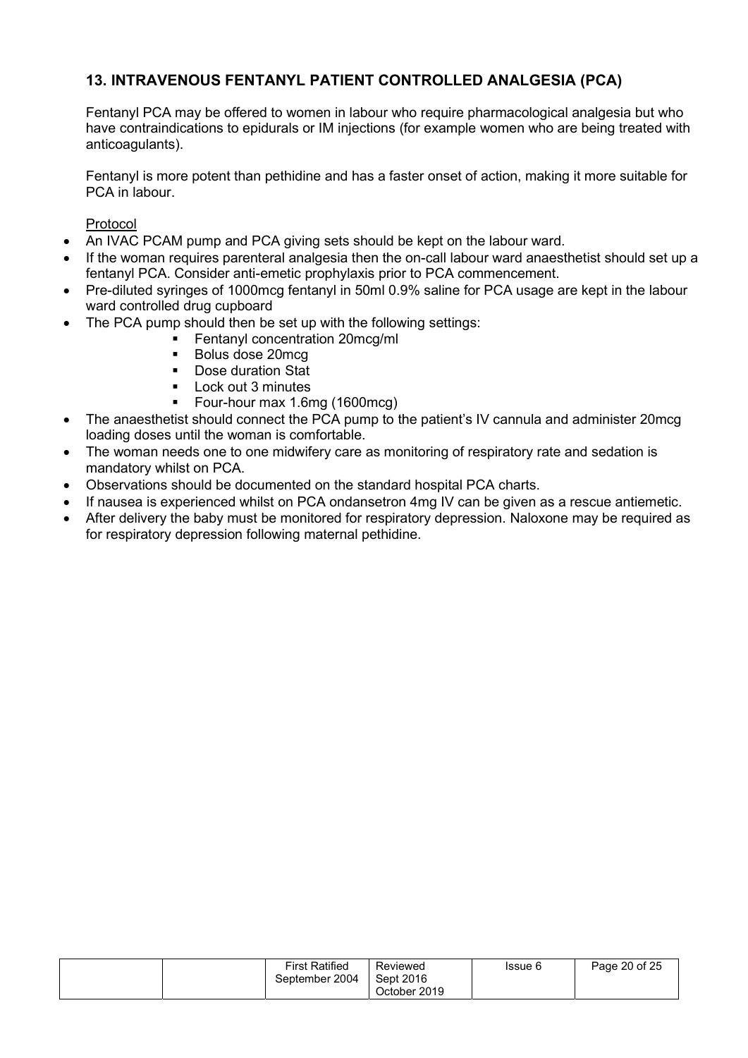## 13. INTRAVENOUS FENTANYL PATIENT CONTROLLED ANALGESIA (PCA)

Fentanyl PCA may be offered to women in labour who require pharmacological analgesia but who have contraindications to epidurals or IM injections (for example women who are being treated with anticoagulants).

Fentanyl is more potent than pethidine and has a faster onset of action, making it more suitable for PCA in labour.

<u>Protocol</u>

- An IVAC PCAM pump and PCA giving sets should be kept on the labour ward.
- If the woman requires parenteral analgesia then the on-call labour ward anaesthetist should set up a fentanyl PCA. Consider anti-emetic prophylaxis prior to PCA commencement.
- Pre-diluted syringes of 1000mcg fentanyl in 50ml 0.9% saline for PCA usage are kept in the labour ward controlled drug cupboard
- The PCA pump should then be set up with the following settings:
  - Fentanyl concentration 20mcg/ml
  - Bolus dose 20mcg
  - Dose duration Stat
  - Lock out 3 minutes
  - Four-hour max 1.6mg (1600mcg)
- The anaesthetist should connect the PCA pump to the patient's IV cannula and administer 20mcg loading doses until the woman is comfortable.
- The woman needs one to one midwifery care as monitoring of respiratory rate and sedation is mandatory whilst on PCA.
- Observations should be documented on the standard hospital PCA charts.
- If nausea is experienced whilst on PCA ondansetron 4mg IV can be given as a rescue antiemetic.
- After delivery the baby must be monitored for respiratory depression. Naloxone may be required as for respiratory depression following maternal pethidine.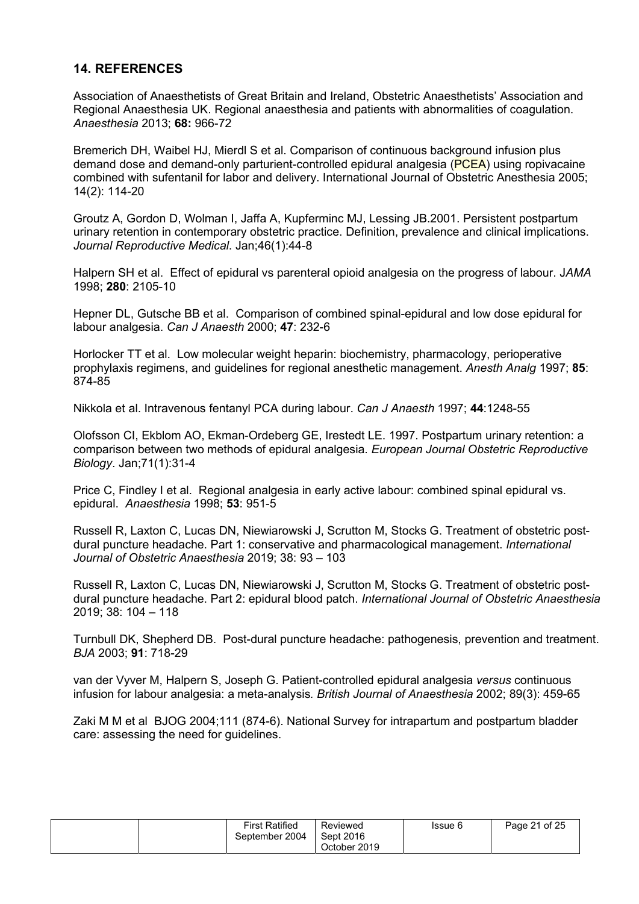## 14. REFERENCES

Association of Anaesthetists of Great Britain and Ireland, Obstetric Anaesthetists' Association and Regional Anaesthesia UK. Regional anaesthesia and patients with abnormalities of coagulation. *Anaesthesia* 2013; **68:** 966-72

Bremerich DH, Waibel HJ, Mierdl S et al. Comparison of continuous background infusion plus demand dose and demand-only parturient-controlled epidural analgesia (PCEA) using ropivacaine combined with sufentanil for labor and delivery. International Journal of Obstetric Anesthesia 2005; 14(2): 114-20

Groutz A, Gordon D, Wolman I, Jaffa A, Kupferminc MJ, Lessing JB.2001. Persistent postpartum urinary retention in contemporary obstetric practice. Definition, prevalence and clinical implications. *Journal Reproductive Medical*. Jan;46(1):44-8

Halpern SH et al. Effect of epidural vs parenteral opioid analgesia on the progress of labour. J*AMA* 1998; **280**: 2105-10

Hepner DL, Gutsche BB et al. Comparison of combined spinal-epidural and low dose epidural for labour analgesia. *Can J Anaesth* 2000; **47**: 232-6

Horlocker TT et al. Low molecular weight heparin: biochemistry, pharmacology, perioperative prophylaxis regimens, and guidelines for regional anesthetic management. *Anesth Analg* 1997; **85**: 874-85

Nikkola et al. Intravenous fentanyl PCA during labour. *Can J Anaesth* 1997; **44**:1248-55

Olofsson CI, Ekblom AO, Ekman-Ordeberg GE, Irestedt LE. 1997. Postpartum urinary retention: a comparison between two methods of epidural analgesia. *European Journal Obstetric Reproductive Biology*. Jan;71(1):31-4

Price C, Findley I et al. Regional analgesia in early active labour: combined spinal epidural vs. epidural. *Anaesthesia* 1998; **53**: 951-5

Russell R, Laxton C, Lucas DN, Niewiarowski J, Scrutton M, Stocks G. Treatment of obstetric post-dural puncture headache. Part 1: conservative and pharmacological management. *International Journal of Obstetric Anaesthesia* 2019; 38: 93 – 103

Russell R, Laxton C, Lucas DN, Niewiarowski J, Scrutton M, Stocks G. Treatment of obstetric post-dural puncture headache. Part 2: epidural blood patch. *International Journal of Obstetric Anaesthesia* 2019; 38: 104 – 118

Turnbull DK, Shepherd DB. Post-dural puncture headache: pathogenesis, prevention and treatment. *BJA* 2003; **91**: 718-29

van der Vyver M, Halpern S, Joseph G. Patient-controlled epidural analgesia *versus* continuous infusion for labour analgesia: a meta-analysis*. British Journal of Anaesthesia* 2002; 89(3): 459-65

Zaki M M et al BJOG 2004;111 (874-6). National Survey for intrapartum and postpartum bladder care: assessing the need for guidelines.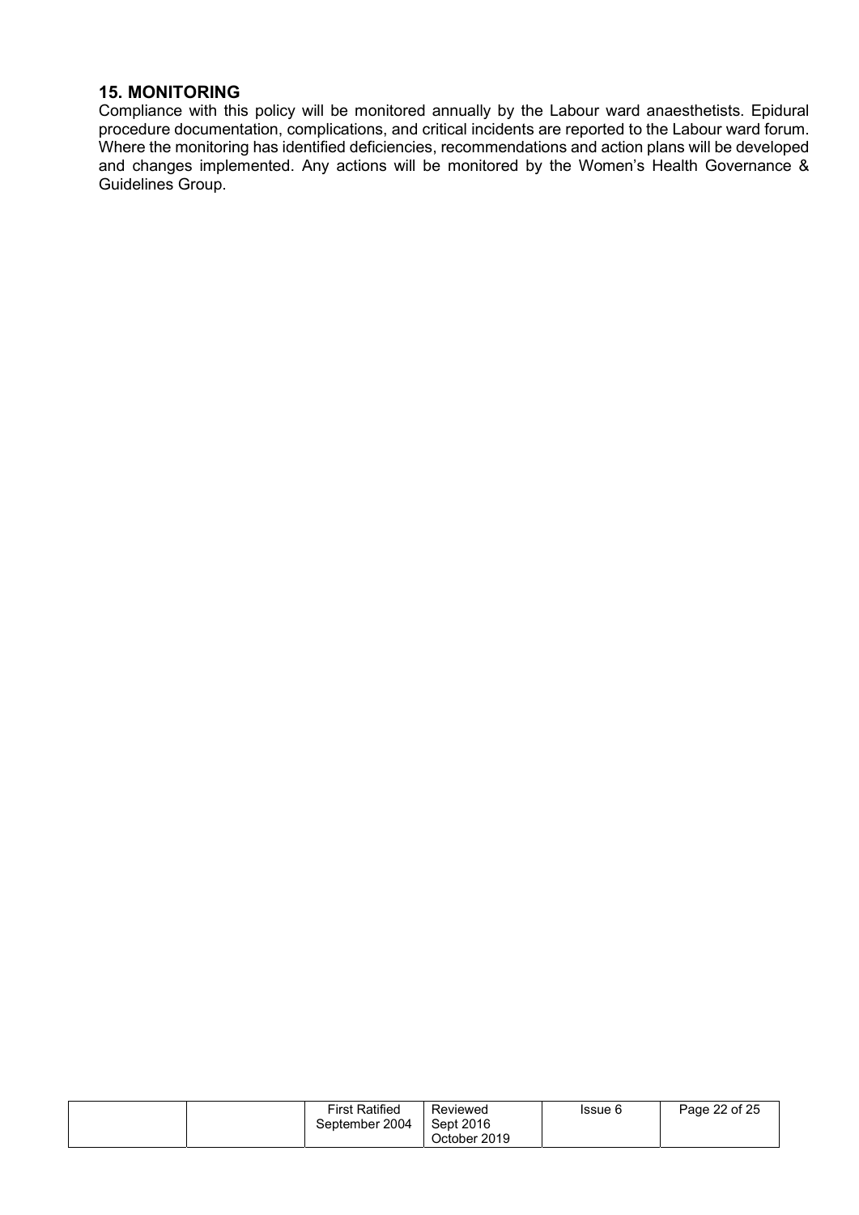## 15. MONITORING

Compliance with this policy will be monitored annually by the Labour ward anaesthetists. Epidural procedure documentation, complications, and critical incidents are reported to the Labour ward forum. Where the monitoring has identified deficiencies, recommendations and action plans will be developed and changes implemented. Any actions will be monitored by the Women's Health Governance & Guidelines Group.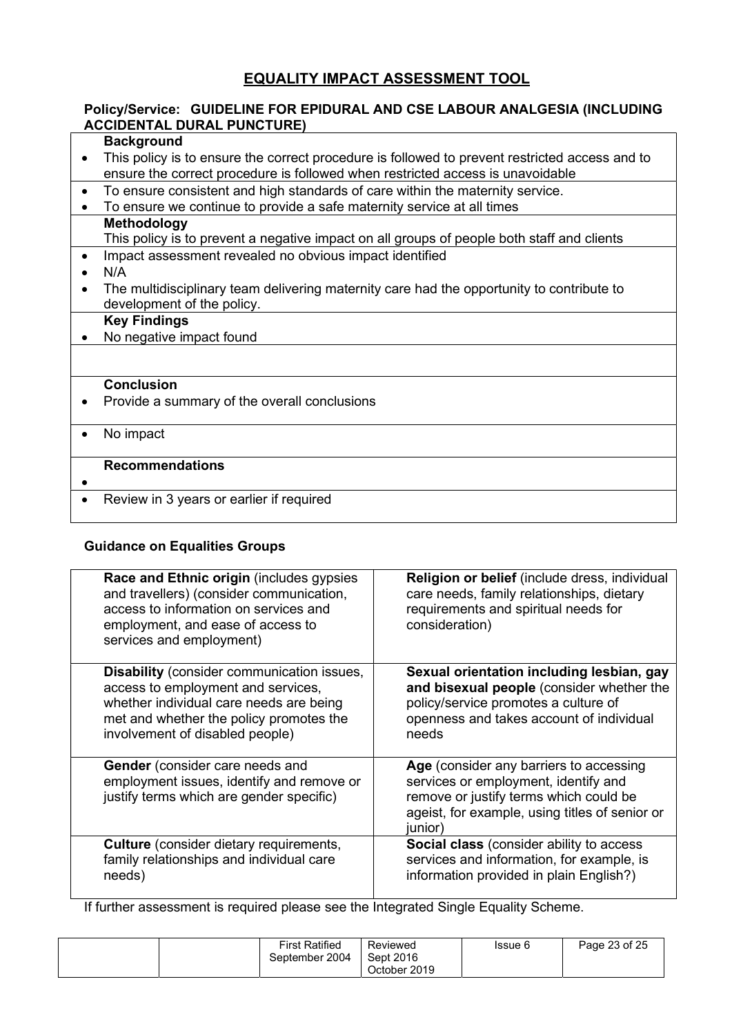# EQUALITY IMPACT ASSESSMENT TOOL

**Policy/Service: GUIDELINE FOR EPIDURAL AND CSE LABOUR ANALGESIA (INCLUDING ACCIDENTAL DURAL PUNCTURE)**

**Background**

- This policy is to ensure the correct procedure is followed to prevent restricted access and to ensure the correct procedure is followed when restricted access is unavoidable
- To ensure consistent and high standards of care within the maternity service.
- To ensure we continue to provide a safe maternity service at all times

**Methodology**

This policy is to prevent a negative impact on all groups of people both staff and clients

- Impact assessment revealed no obvious impact identified
- N/A
- The multidisciplinary team delivering maternity care had the opportunity to contribute to development of the policy.

**Key Findings**

- No negative impact found

**Conclusion**

- Provide a summary of the overall conclusions
- No impact

**Recommendations**

- 
- Review in 3 years or earlier if required

**Guidance on Equalities Groups**

| | |
|---|---|
| **Race and Ethnic origin** (includes gypsies and travellers) (consider communication, access to information on services and employment, and ease of access to services and employment) | **Religion or belief** (include dress, individual care needs, family relationships, dietary requirements and spiritual needs for consideration) |
| **Disability** (consider communication issues, access to employment and services, whether individual care needs are being met and whether the policy promotes the involvement of disabled people) | **Sexual orientation including lesbian, gay and bisexual people** (consider whether the policy/service promotes a culture of openness and takes account of individual needs |
| **Gender** (consider care needs and employment issues, identify and remove or justify terms which are gender specific) | **Age** (consider any barriers to accessing services or employment, identify and remove or justify terms which could be ageist, for example, using titles of senior or junior) |
| **Culture** (consider dietary requirements, family relationships and individual care needs) | **Social class** (consider ability to access services and information, for example, is information provided in plain English?) |

If further assessment is required please see the Integrated Single Equality Scheme.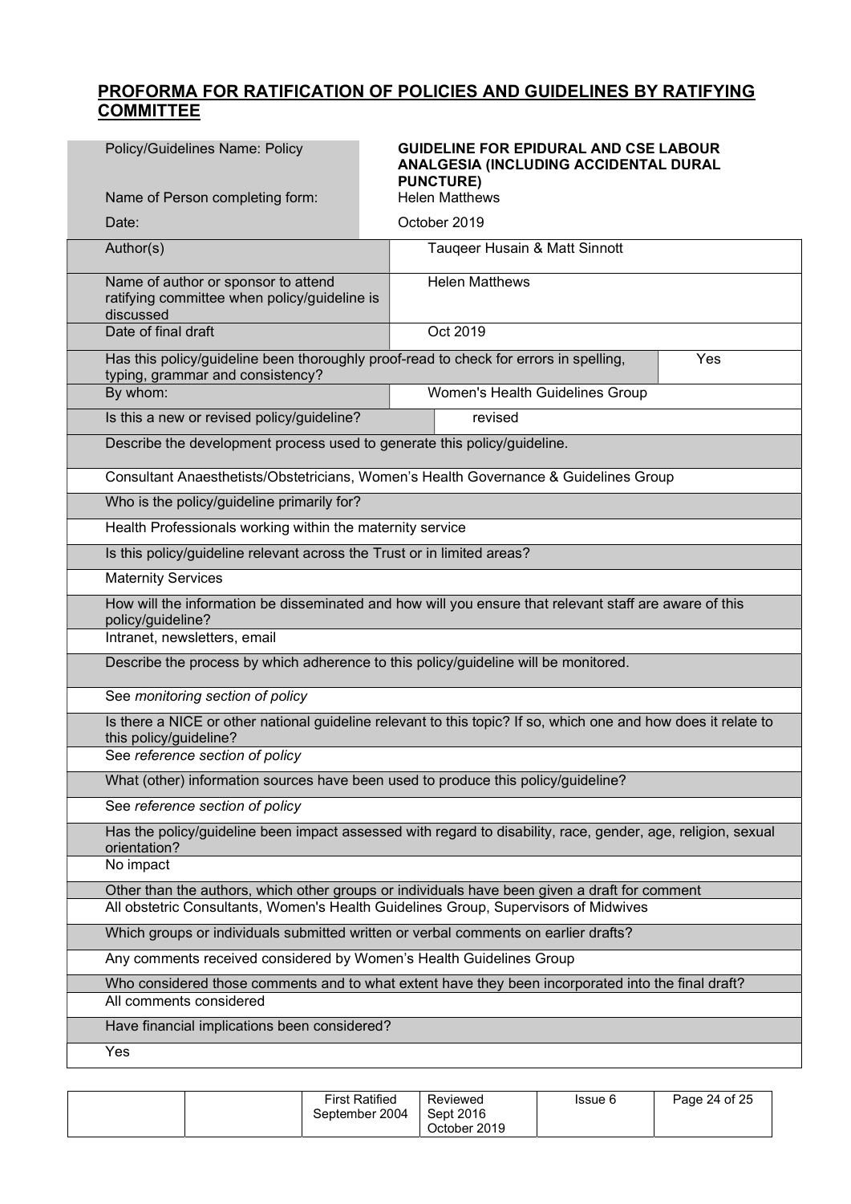## PROFORMA FOR RATIFICATION OF POLICIES AND GUIDELINES BY RATIFYING COMMITTEE

| | |
|---|---|
| Policy/Guidelines Name: Policy | **GUIDELINE FOR EPIDURAL AND CSE LABOUR ANALGESIA (INCLUDING ACCIDENTAL DURAL PUNCTURE)** |
| Name of Person completing form: | Helen Matthews |
| Date: | October 2019 |

| | | |
|---|---|---|
| Author(s) | Tauqeer Husain & Matt Sinnott | |
| Name of author or sponsor to attend ratifying committee when policy/guideline is discussed | Helen Matthews | |
| Date of final draft | Oct 2019 | |
| Has this policy/guideline been thoroughly proof-read to check for errors in spelling, typing, grammar and consistency? | | Yes |
| By whom: | Women's Health Guidelines Group | |
| Is this a new or revised policy/guideline? | revised | |

| |
|---|
| Describe the development process used to generate this policy/guideline. |
| Consultant Anaesthetists/Obstetricians, Women's Health Governance & Guidelines Group |
| Who is the policy/guideline primarily for? |
| Health Professionals working within the maternity service |
| Is this policy/guideline relevant across the Trust or in limited areas? |
| Maternity Services |
| How will the information be disseminated and how will you ensure that relevant staff are aware of this policy/guideline? |
| Intranet, newsletters, email |
| Describe the process by which adherence to this policy/guideline will be monitored. |
| See *monitoring section of policy* |
| Is there a NICE or other national guideline relevant to this topic? If so, which one and how does it relate to this policy/guideline? |
| See *reference section of policy* |
| What (other) information sources have been used to produce this policy/guideline? |
| See *reference section of policy* |
| Has the policy/guideline been impact assessed with regard to disability, race, gender, age, religion, sexual orientation? |
| No impact |
| Other than the authors, which other groups or individuals have been given a draft for comment |
| All obstetric Consultants, Women's Health Guidelines Group, Supervisors of Midwives |
| Which groups or individuals submitted written or verbal comments on earlier drafts? |
| Any comments received considered by Women's Health Guidelines Group |
| Who considered those comments and to what extent have they been incorporated into the final draft? |
| All comments considered |
| Have financial implications been considered? |
| Yes |